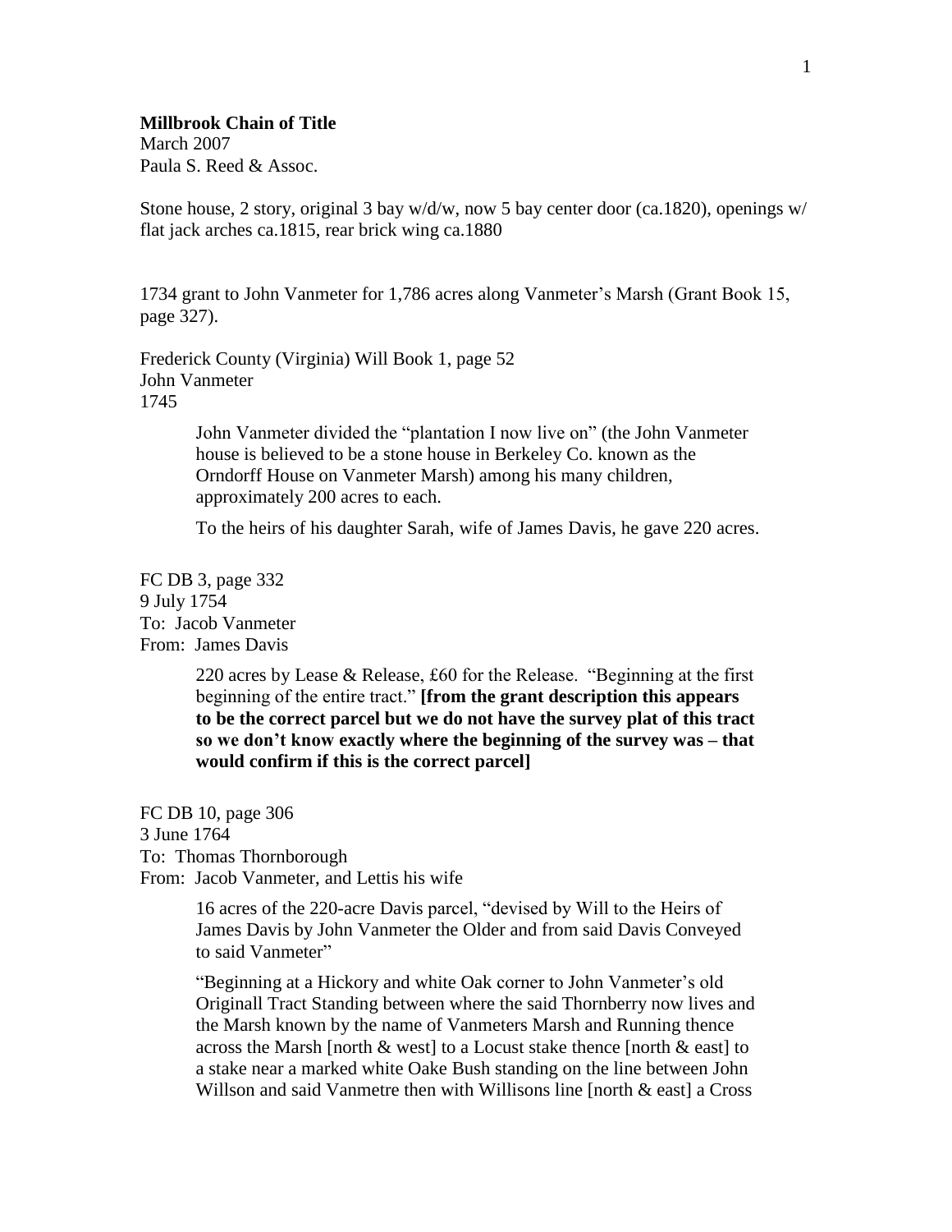**Millbrook Chain of Title**
March 2007
Paula S. Reed & Assoc.

Stone house, 2 story, original 3 bay w/d/w, now 5 bay center door (ca.1820), openings w/ flat jack arches ca.1815, rear brick wing ca.1880

1734 grant to John Vanmeter for 1,786 acres along Vanmeter's Marsh (Grant Book 15, page 327).

Frederick County (Virginia) Will Book 1, page 52
John Vanmeter
1745

> John Vanmeter divided the "plantation I now live on" (the John Vanmeter house is believed to be a stone house in Berkeley Co. known as the Orndorff House on Vanmeter Marsh) among his many children, approximately 200 acres to each.
>
> To the heirs of his daughter Sarah, wife of James Davis, he gave 220 acres.

FC DB 3, page 332
9 July 1754
To: Jacob Vanmeter
From: James Davis

> 220 acres by Lease & Release, £60 for the Release. "Beginning at the first beginning of the entire tract." **[from the grant description this appears to be the correct parcel but we do not have the survey plat of this tract so we don't know exactly where the beginning of the survey was – that would confirm if this is the correct parcel]**

FC DB 10, page 306
3 June 1764
To: Thomas Thornborough
From: Jacob Vanmeter, and Lettis his wife

> 16 acres of the 220-acre Davis parcel, "devised by Will to the Heirs of James Davis by John Vanmeter the Older and from said Davis Conveyed to said Vanmeter"
>
> "Beginning at a Hickory and white Oak corner to John Vanmeter's old Originall Tract Standing between where the said Thornberry now lives and the Marsh known by the name of Vanmeters Marsh and Running thence across the Marsh [north & west] to a Locust stake thence [north & east] to a stake near a marked white Oake Bush standing on the line between John Willson and said Vanmetre then with Willisons line [north & east] a Cross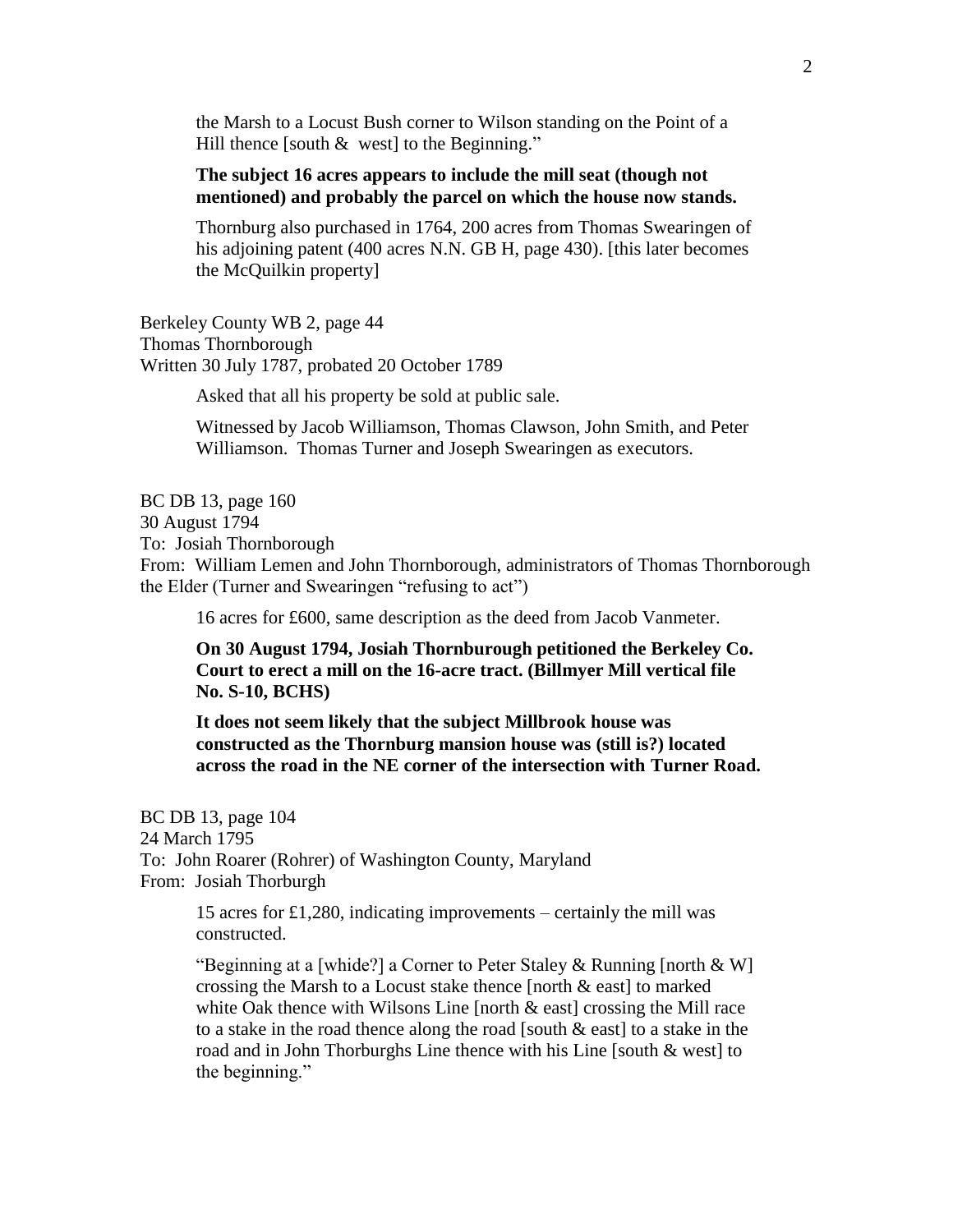the Marsh to a Locust Bush corner to Wilson standing on the Point of a Hill thence [south & west] to the Beginning."

**The subject 16 acres appears to include the mill seat (though not mentioned) and probably the parcel on which the house now stands.**

Thornburg also purchased in 1764, 200 acres from Thomas Swearingen of his adjoining patent (400 acres N.N. GB H, page 430). [this later becomes the McQuilkin property]

Berkeley County WB 2, page 44
Thomas Thornborough
Written 30 July 1787, probated 20 October 1789

Asked that all his property be sold at public sale.

Witnessed by Jacob Williamson, Thomas Clawson, John Smith, and Peter Williamson. Thomas Turner and Joseph Swearingen as executors.

BC DB 13, page 160
30 August 1794
To: Josiah Thornborough
From: William Lemen and John Thornborough, administrators of Thomas Thornborough the Elder (Turner and Swearingen "refusing to act")

16 acres for £600, same description as the deed from Jacob Vanmeter.

**On 30 August 1794, Josiah Thornburough petitioned the Berkeley Co. Court to erect a mill on the 16-acre tract. (Billmyer Mill vertical file No. S-10, BCHS)**

**It does not seem likely that the subject Millbrook house was constructed as the Thornburg mansion house was (still is?) located across the road in the NE corner of the intersection with Turner Road.**

BC DB 13, page 104
24 March 1795
To: John Roarer (Rohrer) of Washington County, Maryland
From: Josiah Thorburgh

15 acres for £1,280, indicating improvements – certainly the mill was constructed.

"Beginning at a [whide?] a Corner to Peter Staley & Running [north & W] crossing the Marsh to a Locust stake thence [north & east] to marked white Oak thence with Wilsons Line [north & east] crossing the Mill race to a stake in the road thence along the road [south & east] to a stake in the road and in John Thorburghs Line thence with his Line [south & west] to the beginning."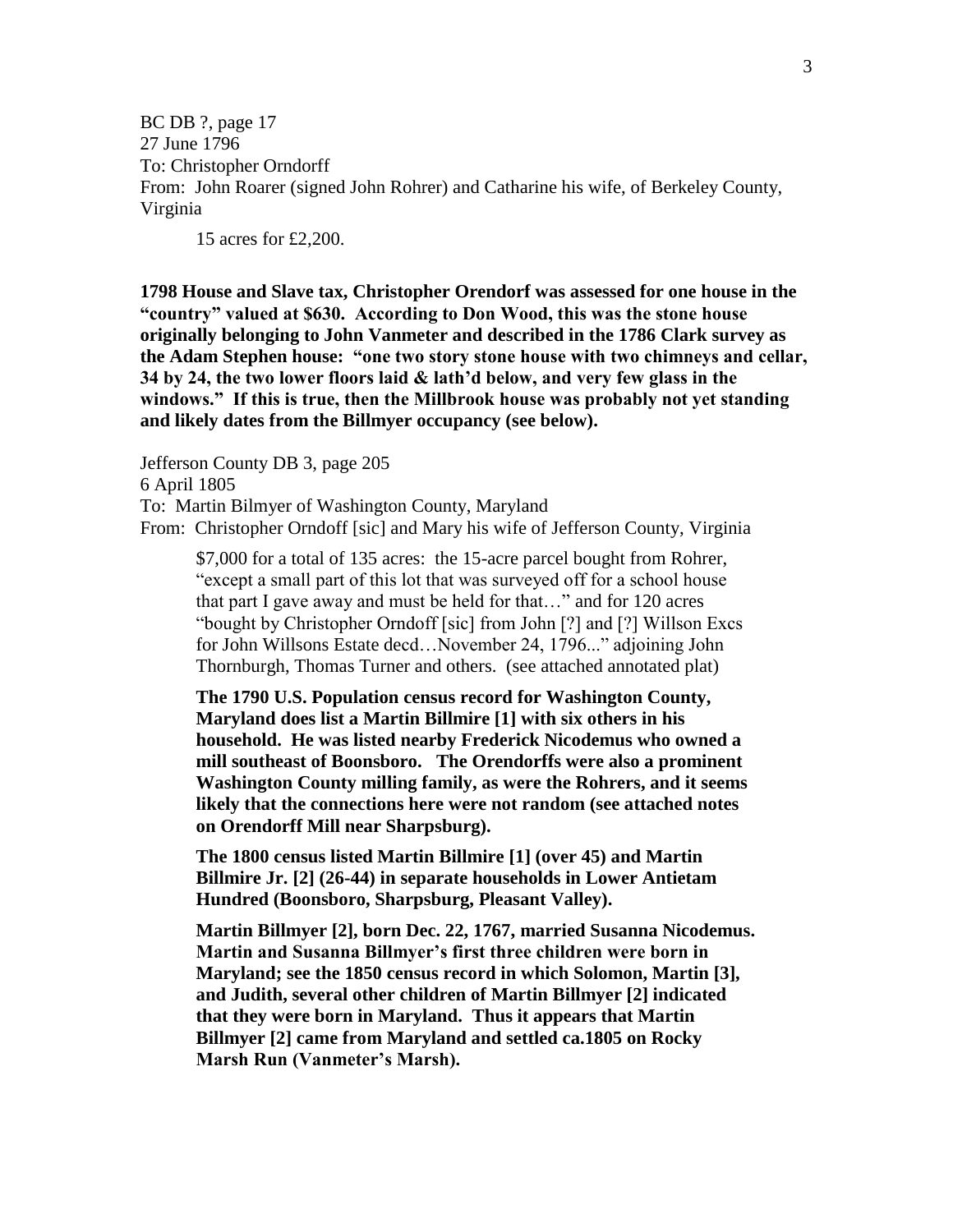BC DB ?, page 17
27 June 1796
To: Christopher Orndorff
From: John Roarer (signed John Rohrer) and Catharine his wife, of Berkeley County, Virginia

15 acres for £2,200.

**1798 House and Slave tax, Christopher Orendorf was assessed for one house in the "country" valued at $630. According to Don Wood, this was the stone house originally belonging to John Vanmeter and described in the 1786 Clark survey as the Adam Stephen house: "one two story stone house with two chimneys and cellar, 34 by 24, the two lower floors laid & lath'd below, and very few glass in the windows." If this is true, then the Millbrook house was probably not yet standing and likely dates from the Billmyer occupancy (see below).**

Jefferson County DB 3, page 205
6 April 1805
To: Martin Bilmyer of Washington County, Maryland
From: Christopher Orndoff [sic] and Mary his wife of Jefferson County, Virginia

> $7,000 for a total of 135 acres: the 15-acre parcel bought from Rohrer, "except a small part of this lot that was surveyed off for a school house that part I gave away and must be held for that…" and for 120 acres "bought by Christopher Orndoff [sic] from John [?] and [?] Willson Excs for John Willsons Estate decd…November 24, 1796..." adjoining John Thornburgh, Thomas Turner and others. (see attached annotated plat)
>
> **The 1790 U.S. Population census record for Washington County, Maryland does list a Martin Billmire [1] with six others in his household. He was listed nearby Frederick Nicodemus who owned a mill southeast of Boonsboro. The Orendorffs were also a prominent Washington County milling family, as were the Rohrers, and it seems likely that the connections here were not random (see attached notes on Orendorff Mill near Sharpsburg).**
>
> **The 1800 census listed Martin Billmire [1] (over 45) and Martin Billmire Jr. [2] (26-44) in separate households in Lower Antietam Hundred (Boonsboro, Sharpsburg, Pleasant Valley).**
>
> **Martin Billmyer [2], born Dec. 22, 1767, married Susanna Nicodemus. Martin and Susanna Billmyer's first three children were born in Maryland; see the 1850 census record in which Solomon, Martin [3], and Judith, several other children of Martin Billmyer [2] indicated that they were born in Maryland. Thus it appears that Martin Billmyer [2] came from Maryland and settled ca.1805 on Rocky Marsh Run (Vanmeter's Marsh).**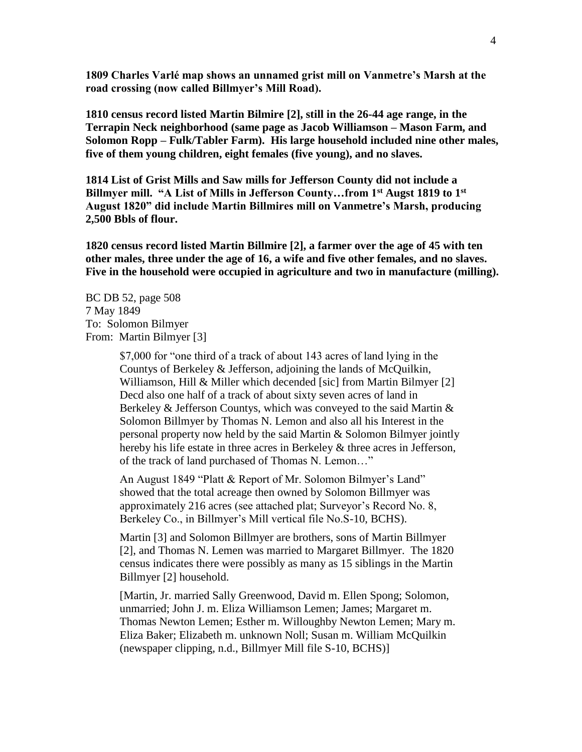**1809 Charles Varlé map shows an unnamed grist mill on Vanmetre's Marsh at the road crossing (now called Billmyer's Mill Road).**

**1810 census record listed Martin Bilmire [2], still in the 26-44 age range, in the Terrapin Neck neighborhood (same page as Jacob Williamson – Mason Farm, and Solomon Ropp – Fulk/Tabler Farm). His large household included nine other males, five of them young children, eight females (five young), and no slaves.**

**1814 List of Grist Mills and Saw mills for Jefferson County did not include a Billmyer mill. "A List of Mills in Jefferson County…from 1st Augst 1819 to 1st August 1820" did include Martin Billmires mill on Vanmetre's Marsh, producing 2,500 Bbls of flour.**

**1820 census record listed Martin Billmire [2], a farmer over the age of 45 with ten other males, three under the age of 16, a wife and five other females, and no slaves. Five in the household were occupied in agriculture and two in manufacture (milling).**

BC DB 52, page 508
7 May 1849
To: Solomon Bilmyer
From: Martin Bilmyer [3]

> $7,000 for "one third of a track of about 143 acres of land lying in the Countys of Berkeley & Jefferson, adjoining the lands of McQuilkin, Williamson, Hill & Miller which decended [sic] from Martin Bilmyer [2] Decd also one half of a track of about sixty seven acres of land in Berkeley & Jefferson Countys, which was conveyed to the said Martin & Solomon Billmyer by Thomas N. Lemon and also all his Interest in the personal property now held by the said Martin & Solomon Bilmyer jointly hereby his life estate in three acres in Berkeley & three acres in Jefferson, of the track of land purchased of Thomas N. Lemon…"
>
> An August 1849 "Platt & Report of Mr. Solomon Bilmyer's Land" showed that the total acreage then owned by Solomon Billmyer was approximately 216 acres (see attached plat; Surveyor's Record No. 8, Berkeley Co., in Billmyer's Mill vertical file No.S-10, BCHS).
>
> Martin [3] and Solomon Billmyer are brothers, sons of Martin Billmyer [2], and Thomas N. Lemen was married to Margaret Billmyer. The 1820 census indicates there were possibly as many as 15 siblings in the Martin Billmyer [2] household.
>
> [Martin, Jr. married Sally Greenwood, David m. Ellen Spong; Solomon, unmarried; John J. m. Eliza Williamson Lemen; James; Margaret m. Thomas Newton Lemen; Esther m. Willoughby Newton Lemen; Mary m. Eliza Baker; Elizabeth m. unknown Noll; Susan m. William McQuilkin (newspaper clipping, n.d., Billmyer Mill file S-10, BCHS)]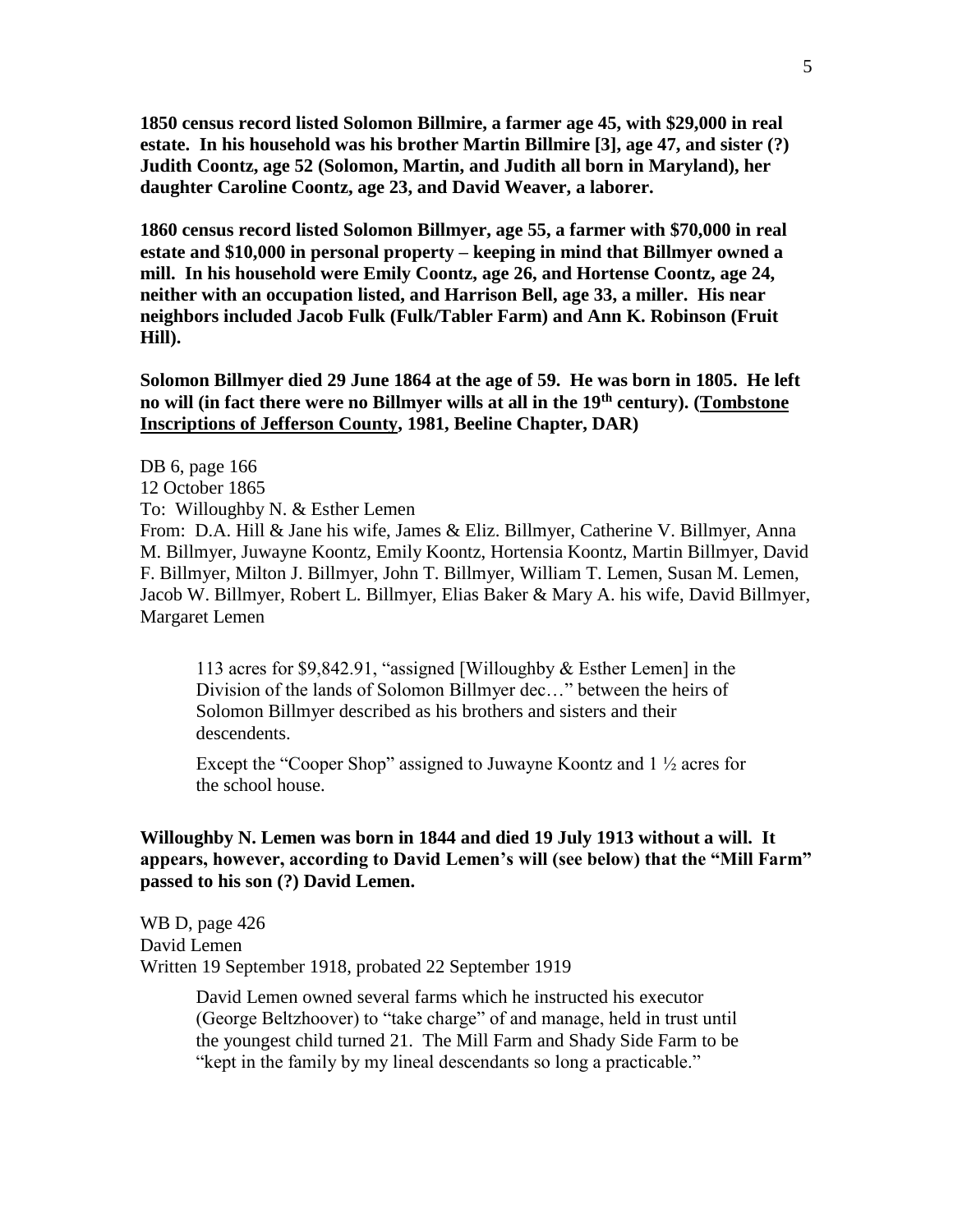**1850 census record listed Solomon Billmire, a farmer age 45, with $29,000 in real estate. In his household was his brother Martin Billmire [3], age 47, and sister (?) Judith Coontz, age 52 (Solomon, Martin, and Judith all born in Maryland), her daughter Caroline Coontz, age 23, and David Weaver, a laborer.**

**1860 census record listed Solomon Billmyer, age 55, a farmer with $70,000 in real estate and $10,000 in personal property – keeping in mind that Billmyer owned a mill. In his household were Emily Coontz, age 26, and Hortense Coontz, age 24, neither with an occupation listed, and Harrison Bell, age 33, a miller. His near neighbors included Jacob Fulk (Fulk/Tabler Farm) and Ann K. Robinson (Fruit Hill).**

**Solomon Billmyer died 29 June 1864 at the age of 59. He was born in 1805. He left no will (in fact there were no Billmyer wills at all in the 19th century). (Tombstone Inscriptions of Jefferson County, 1981, Beeline Chapter, DAR)**

DB 6, page 166
12 October 1865
To: Willoughby N. & Esther Lemen
From: D.A. Hill & Jane his wife, James & Eliz. Billmyer, Catherine V. Billmyer, Anna M. Billmyer, Juwayne Koontz, Emily Koontz, Hortensia Koontz, Martin Billmyer, David F. Billmyer, Milton J. Billmyer, John T. Billmyer, William T. Lemen, Susan M. Lemen, Jacob W. Billmyer, Robert L. Billmyer, Elias Baker & Mary A. his wife, David Billmyer, Margaret Lemen

> 113 acres for $9,842.91, "assigned [Willoughby & Esther Lemen] in the Division of the lands of Solomon Billmyer dec…" between the heirs of Solomon Billmyer described as his brothers and sisters and their descendents.
>
> Except the "Cooper Shop" assigned to Juwayne Koontz and 1 ½ acres for the school house.

**Willoughby N. Lemen was born in 1844 and died 19 July 1913 without a will. It appears, however, according to David Lemen's will (see below) that the "Mill Farm" passed to his son (?) David Lemen.**

WB D, page 426
David Lemen
Written 19 September 1918, probated 22 September 1919

> David Lemen owned several farms which he instructed his executor (George Beltzhoover) to "take charge" of and manage, held in trust until the youngest child turned 21. The Mill Farm and Shady Side Farm to be "kept in the family by my lineal descendants so long a practicable."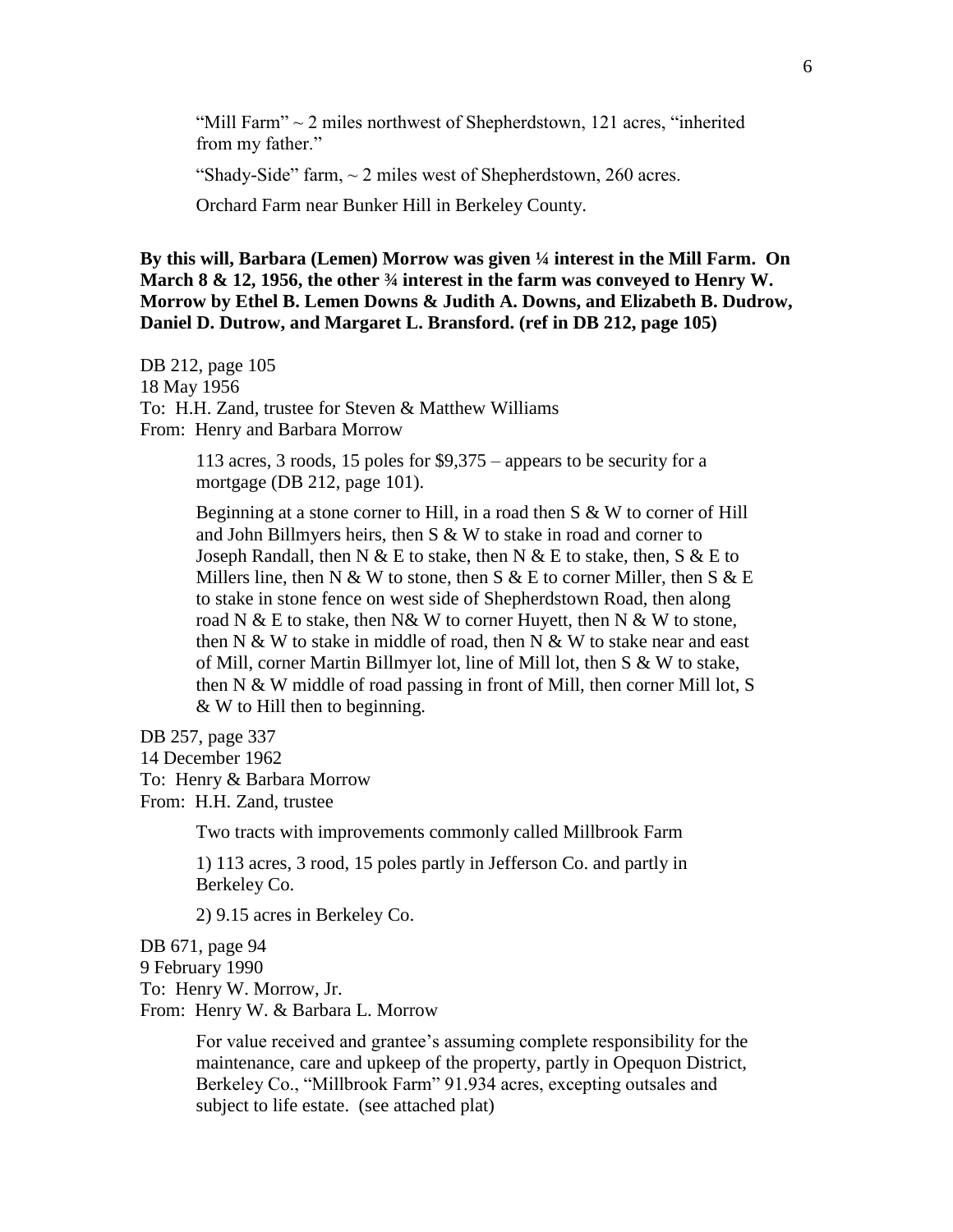"Mill Farm" ~ 2 miles northwest of Shepherdstown, 121 acres, "inherited from my father."

"Shady-Side" farm, ~ 2 miles west of Shepherdstown, 260 acres.

Orchard Farm near Bunker Hill in Berkeley County.

**By this will, Barbara (Lemen) Morrow was given ¼ interest in the Mill Farm. On March 8 & 12, 1956, the other ¾ interest in the farm was conveyed to Henry W. Morrow by Ethel B. Lemen Downs & Judith A. Downs, and Elizabeth B. Dudrow, Daniel D. Dutrow, and Margaret L. Bransford. (ref in DB 212, page 105)**

DB 212, page 105
18 May 1956
To: H.H. Zand, trustee for Steven & Matthew Williams
From: Henry and Barbara Morrow

> 113 acres, 3 roods, 15 poles for $9,375 – appears to be security for a mortgage (DB 212, page 101).
>
> Beginning at a stone corner to Hill, in a road then S & W to corner of Hill and John Billmyers heirs, then S & W to stake in road and corner to Joseph Randall, then N & E to stake, then N & E to stake, then, S & E to Millers line, then N & W to stone, then S & E to corner Miller, then S & E to stake in stone fence on west side of Shepherdstown Road, then along road N & E to stake, then N& W to corner Huyett, then N & W to stone, then N & W to stake in middle of road, then N & W to stake near and east of Mill, corner Martin Billmyer lot, line of Mill lot, then S & W to stake, then N & W middle of road passing in front of Mill, then corner Mill lot, S & W to Hill then to beginning.

DB 257, page 337
14 December 1962
To: Henry & Barbara Morrow
From: H.H. Zand, trustee

> Two tracts with improvements commonly called Millbrook Farm
>
> 1) 113 acres, 3 rood, 15 poles partly in Jefferson Co. and partly in Berkeley Co.
>
> 2) 9.15 acres in Berkeley Co.

DB 671, page 94
9 February 1990
To: Henry W. Morrow, Jr.
From: Henry W. & Barbara L. Morrow

> For value received and grantee's assuming complete responsibility for the maintenance, care and upkeep of the property, partly in Opequon District, Berkeley Co., "Millbrook Farm" 91.934 acres, excepting outsales and subject to life estate. (see attached plat)